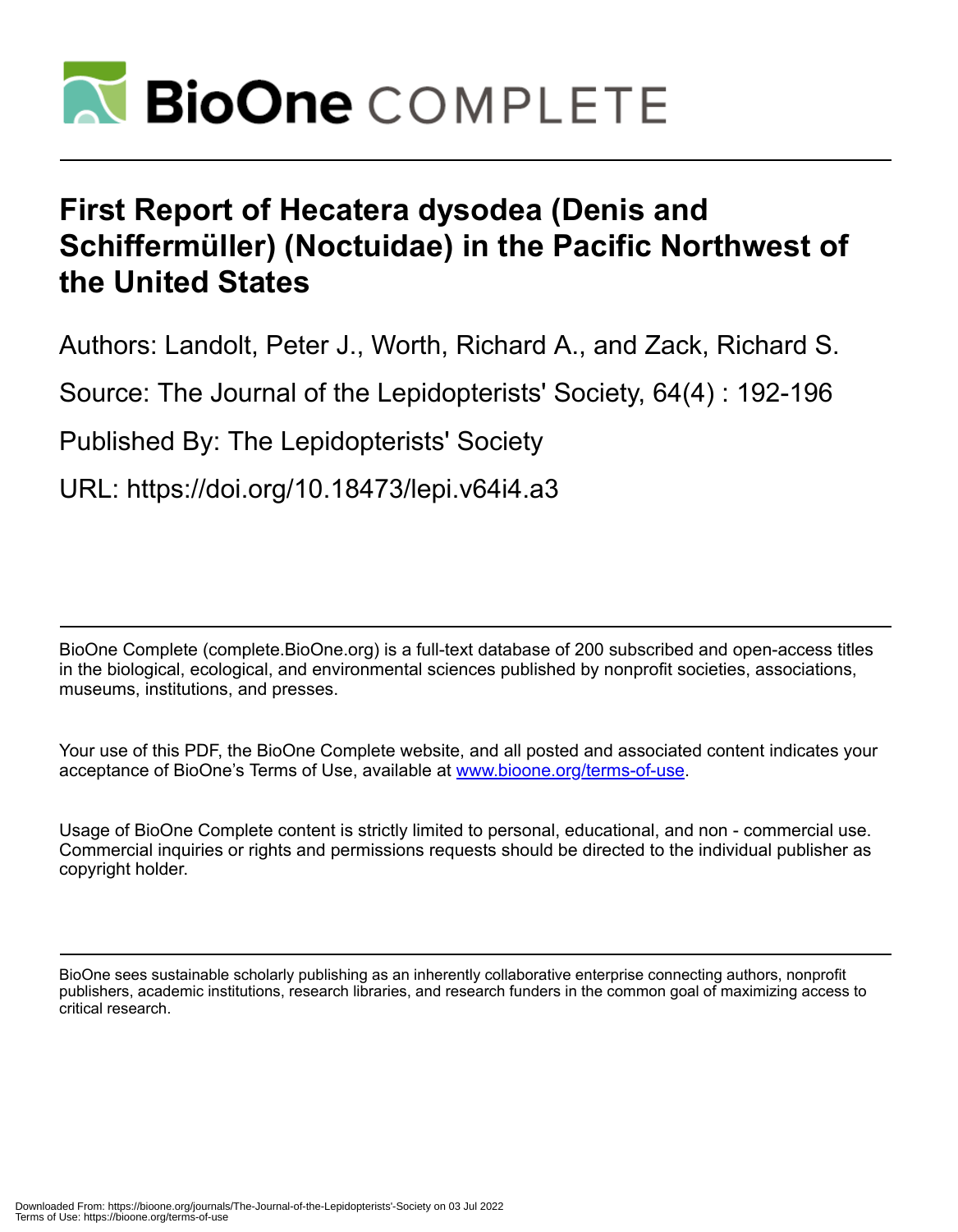# First Report of Hecatera dysodea (Denis and Schiffermüller) (Noctuidae) in the Pacific Northwest of the United States

Authors: Landolt, Peter J., Worth, Richard A., and Zack, Richard S.

Source: The Journal of the Lepidopterists' Society, 64(4) : 192-196

Published By: The Lepidopterists' Society

URL: https://doi.org/10.18473/lepi.v64i4.a3

BioOne Complete (complete.BioOne.org) is a full-text database of 200 subscribed and open-access titles in the biological, ecological, and environmental sciences published by nonprofit societies, associations, museums, institutions, and presses.

Your use of this PDF, the BioOne Complete website, and all posted and associated content indicates your acceptance of BioOne's Terms of Use, available at www.bioone.org/terms-of-use.

Usage of BioOne Complete content is strictly limited to personal, educational, and non - commercial use. Commercial inquiries or rights and permissions requests should be directed to the individual publisher as copyright holder.

BioOne sees sustainable scholarly publishing as an inherently collaborative enterprise connecting authors, nonprofit publishers, academic institutions, research libraries, and research funders in the common goal of maximizing access to critical research.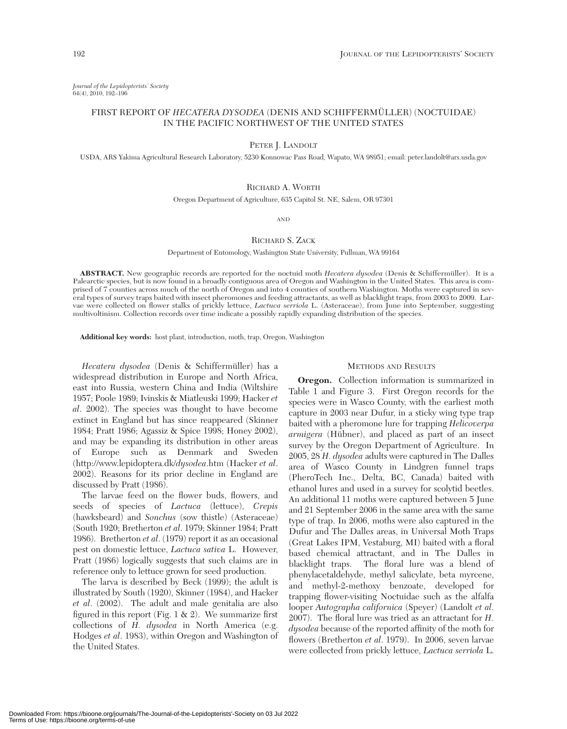*Journal of the Lepidopterists' Society*
64(4), 2010, 192–196

# FIRST REPORT OF *HECATERA DYSODEA* (DENIS AND SCHIFFERMÜLLER) (NOCTUIDAE) IN THE PACIFIC NORTHWEST OF THE UNITED STATES

PETER J. LANDOLT

USDA, ARS Yakima Agricultural Research Laboratory, 5230 Konnowac Pass Road, Wapato, WA 98951; email: peter.landolt@ars.usda.gov

RICHARD A. WORTH

Oregon Department of Agriculture, 635 Capitol St. NE, Salem, OR 97301

AND

RICHARD S. ZACK

Department of Entomology, Washington State University, Pullman, WA 99164

**ABSTRACT.** New geographic records are reported for the noctuid moth *Hecatera dysodea* (Denis & Schiffermüller). It is a Palearctic species, but is now found in a broadly contiguous area of Oregon and Washington in the United States. This area is comprised of 7 counties across much of the north of Oregon and into 4 counties of southern Washington. Moths were captured in several types of survey traps baited with insect pheromones and feeding attractants, as well as blacklight traps, from 2003 to 2009. Larvae were collected on flower stalks of prickly lettuce, *Lactuca serriola* L. (Asteraceae), from June into September, suggesting multivoltinism. Collection records over time indicate a possibly rapidly expanding distribution of the species.

**Additional key words:** host plant, introduction, moth, trap, Oregon, Washington

*Hecatera dysodea* (Denis & Schiffermüller) has a widespread distribution in Europe and North Africa, east into Russia, western China and India (Wiltshire 1957; Poole 1989; Ivinskis & Miatleuski 1999; Hacker *et al*. 2002). The species was thought to have become extinct in England but has since reappeared (Skinner 1984; Pratt 1986; Agassiz & Spice 1998; Honey 2002), and may be expanding its distribution in other areas of Europe such as Denmark and Sweden (http://www.lepidoptera.dk/*dysodea*.htm (Hacker *et al*. 2002). Reasons for its prior decline in England are discussed by Pratt (1986).

The larvae feed on the flower buds, flowers, and seeds of species of *Lactuca* (lettuce), *Crepis* (hawksbeard) and *Sonchus* (sow thistle) (Asteraceae) (South 1920; Bretherton *et al*. 1979; Skinner 1984; Pratt 1986). Bretherton *et al*. (1979) report it as an occasional pest on domestic lettuce, *Lactuca sativa* L. However, Pratt (1986) logically suggests that such claims are in reference only to lettuce grown for seed production.

The larva is described by Beck (1999); the adult is illustrated by South (1920), Skinner (1984), and Hacker *et al*. (2002). The adult and male genitalia are also figured in this report (Fig. 1 & 2). We summarize first collections of *H. dysodea* in North America (e.g. Hodges *et al*. 1983), within Oregon and Washington of the United States.

## METHODS AND RESULTS

**Oregon.** Collection information is summarized in Table 1 and Figure 3. First Oregon records for the species were in Wasco County, with the earliest moth capture in 2003 near Dufur, in a sticky wing type trap baited with a pheromone lure for trapping *Helicoverpa armigera* (Hübner), and placed as part of an insect survey by the Oregon Department of Agriculture. In 2005, 28 *H. dysodea* adults were captured in The Dalles area of Wasco County in Lindgren funnel traps (PheroTech Inc., Delta, BC, Canada) baited with ethanol lures and used in a survey for scolytid beetles. An additional 11 moths were captured between 5 June and 21 September 2006 in the same area with the same type of trap. In 2006, moths were also captured in the Dufur and The Dalles areas, in Universal Moth Traps (Great Lakes IPM, Vestaburg, MI) baited with a floral based chemical attractant, and in The Dalles in blacklight traps. The floral lure was a blend of phenylacetaldehyde, methyl salicylate, beta myrcene, and methyl-2-methoxy benzoate, developed for trapping flower-visiting Noctuidae such as the alfalfa looper *Autographa californica* (Speyer) (Landolt *et al*. 2007). The floral lure was tried as an attractant for *H. dysodea* because of the reported affinity of the moth for flowers (Bretherton *et al*. 1979). In 2006, seven larvae were collected from prickly lettuce, *Lactuca serriola* L.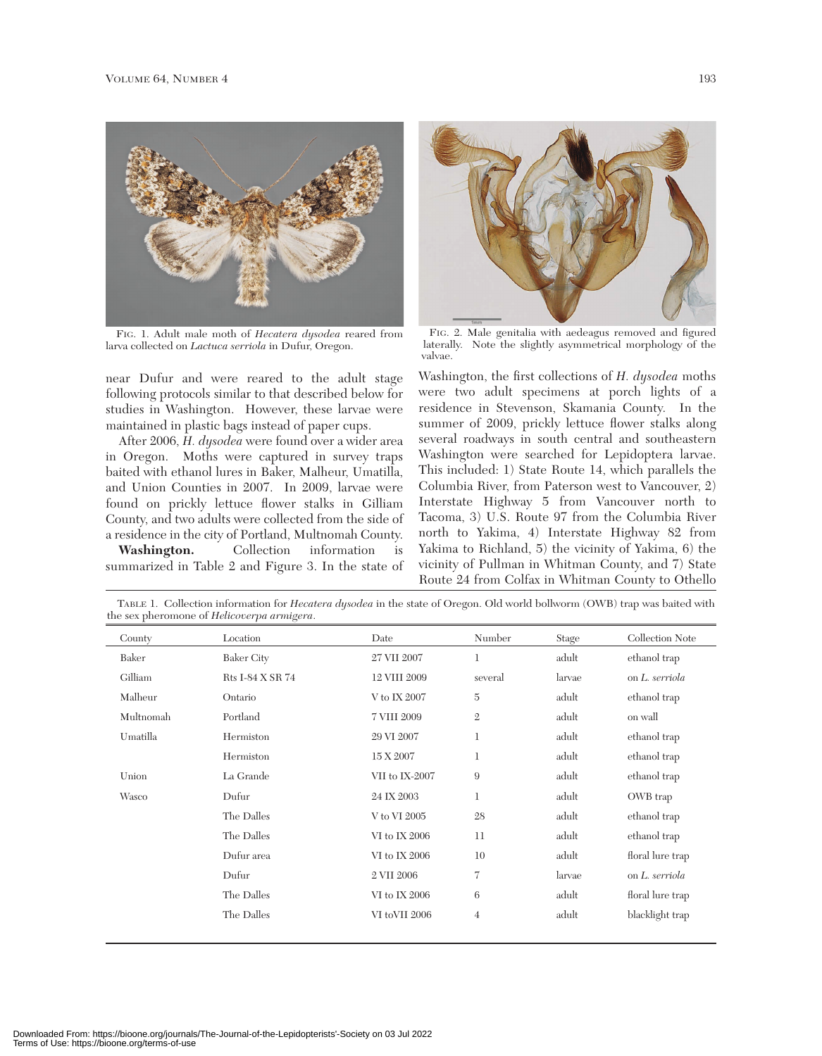FIG. 1. Adult male moth of *Hecatera dysodea* reared from larva collected on *Lactuca serriola* in Dufur, Oregon.

FIG. 2. Male genitalia with aedeagus removed and figured laterally. Note the slightly asymmetrical morphology of the valvae.

near Dufur and were reared to the adult stage following protocols similar to that described below for studies in Washington. However, these larvae were maintained in plastic bags instead of paper cups.

After 2006, *H. dysodea* were found over a wider area in Oregon. Moths were captured in survey traps baited with ethanol lures in Baker, Malheur, Umatilla, and Union Counties in 2007. In 2009, larvae were found on prickly lettuce flower stalks in Gilliam County, and two adults were collected from the side of a residence in the city of Portland, Multnomah County.

**Washington.** Collection information is summarized in Table 2 and Figure 3. In the state of Washington, the first collections of *H. dysodea* moths were two adult specimens at porch lights of a residence in Stevenson, Skamania County. In the summer of 2009, prickly lettuce flower stalks along several roadways in south central and southeastern Washington were searched for Lepidoptera larvae. This included: 1) State Route 14, which parallels the Columbia River, from Paterson west to Vancouver, 2) Interstate Highway 5 from Vancouver north to Tacoma, 3) U.S. Route 97 from the Columbia River north to Yakima, 4) Interstate Highway 82 from Yakima to Richland, 5) the vicinity of Yakima, 6) the vicinity of Pullman in Whitman County, and 7) State Route 24 from Colfax in Whitman County to Othello

TABLE 1. Collection information for *Hecatera dysodea* in the state of Oregon. Old world bollworm (OWB) trap was baited with the sex pheromone of *Helicoverpa armigera*.

| County | Location | Date | Number | Stage | Collection Note |
|---|---|---|---|---|---|
| Baker | Baker City | 27 VII 2007 | 1 | adult | ethanol trap |
| Gilliam | Rts I-84 X SR 74 | 12 VIII 2009 | several | larvae | on *L. serriola* |
| Malheur | Ontario | V to IX 2007 | 5 | adult | ethanol trap |
| Multnomah | Portland | 7 VIII 2009 | 2 | adult | on wall |
| Umatilla | Hermiston | 29 VI 2007 | 1 | adult | ethanol trap |
| | Hermiston | 15 X 2007 | 1 | adult | ethanol trap |
| Union | La Grande | VII to IX-2007 | 9 | adult | ethanol trap |
| Wasco | Dufur | 24 IX 2003 | 1 | adult | OWB trap |
| | The Dalles | V to VI 2005 | 28 | adult | ethanol trap |
| | The Dalles | VI to IX 2006 | 11 | adult | ethanol trap |
| | Dufur area | VI to IX 2006 | 10 | adult | floral lure trap |
| | Dufur | 2 VII 2006 | 7 | larvae | on *L. serriola* |
| | The Dalles | VI to IX 2006 | 6 | adult | floral lure trap |
| | The Dalles | VI toVII 2006 | 4 | adult | blacklight trap |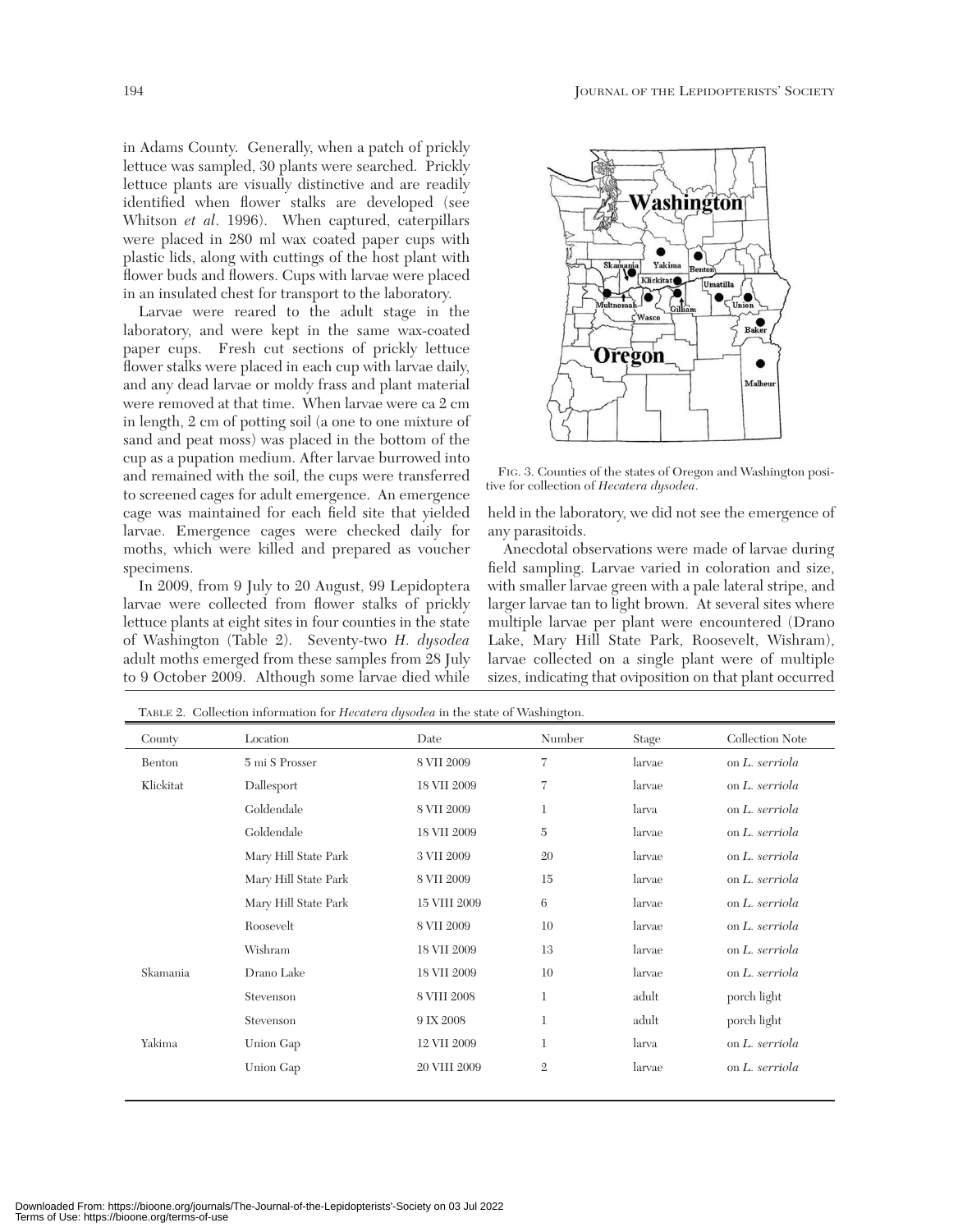in Adams County. Generally, when a patch of prickly lettuce was sampled, 30 plants were searched. Prickly lettuce plants are visually distinctive and are readily identified when flower stalks are developed (see Whitson *et al*. 1996). When captured, caterpillars were placed in 280 ml wax coated paper cups with plastic lids, along with cuttings of the host plant with flower buds and flowers. Cups with larvae were placed in an insulated chest for transport to the laboratory.

Larvae were reared to the adult stage in the laboratory, and were kept in the same wax-coated paper cups. Fresh cut sections of prickly lettuce flower stalks were placed in each cup with larvae daily, and any dead larvae or moldy frass and plant material were removed at that time. When larvae were ca 2 cm in length, 2 cm of potting soil (a one to one mixture of sand and peat moss) was placed in the bottom of the cup as a pupation medium. After larvae burrowed into and remained with the soil, the cups were transferred to screened cages for adult emergence. An emergence cage was maintained for each field site that yielded larvae. Emergence cages were checked daily for moths, which were killed and prepared as voucher specimens.

In 2009, from 9 July to 20 August, 99 Lepidoptera larvae were collected from flower stalks of prickly lettuce plants at eight sites in four counties in the state of Washington (Table 2). Seventy-two *H. dysodea* adult moths emerged from these samples from 28 July to 9 October 2009. Although some larvae died while held in the laboratory, we did not see the emergence of any parasitoids.

FIG. 3. Counties of the states of Oregon and Washington positive for collection of *Hecatera dysodea*.

Anecdotal observations were made of larvae during field sampling. Larvae varied in coloration and size, with smaller larvae green with a pale lateral stripe, and larger larvae tan to light brown. At several sites where multiple larvae per plant were encountered (Drano Lake, Mary Hill State Park, Roosevelt, Wishram), larvae collected on a single plant were of multiple sizes, indicating that oviposition on that plant occurred

TABLE 2. Collection information for *Hecatera dysodea* in the state of Washington.

| County | Location | Date | Number | Stage | Collection Note |
|---|---|---|---|---|---|
| Benton | 5 mi S Prosser | 8 VII 2009 | 7 | larvae | on *L. serriola* |
| Klickitat | Dallesport | 18 VII 2009 | 7 | larvae | on *L. serriola* |
| | Goldendale | 8 VII 2009 | 1 | larva | on *L. serriola* |
| | Goldendale | 18 VII 2009 | 5 | larvae | on *L. serriola* |
| | Mary Hill State Park | 3 VII 2009 | 20 | larvae | on *L. serriola* |
| | Mary Hill State Park | 8 VII 2009 | 15 | larvae | on *L. serriola* |
| | Mary Hill State Park | 15 VIII 2009 | 6 | larvae | on *L. serriola* |
| | Roosevelt | 8 VII 2009 | 10 | larvae | on *L. serriola* |
| | Wishram | 18 VII 2009 | 13 | larvae | on *L. serriola* |
| Skamania | Drano Lake | 18 VII 2009 | 10 | larvae | on *L. serriola* |
| | Stevenson | 8 VIII 2008 | 1 | adult | porch light |
| | Stevenson | 9 IX 2008 | 1 | adult | porch light |
| Yakima | Union Gap | 12 VII 2009 | 1 | larva | on *L. serriola* |
| | Union Gap | 20 VIII 2009 | 2 | larvae | on *L. serriola* |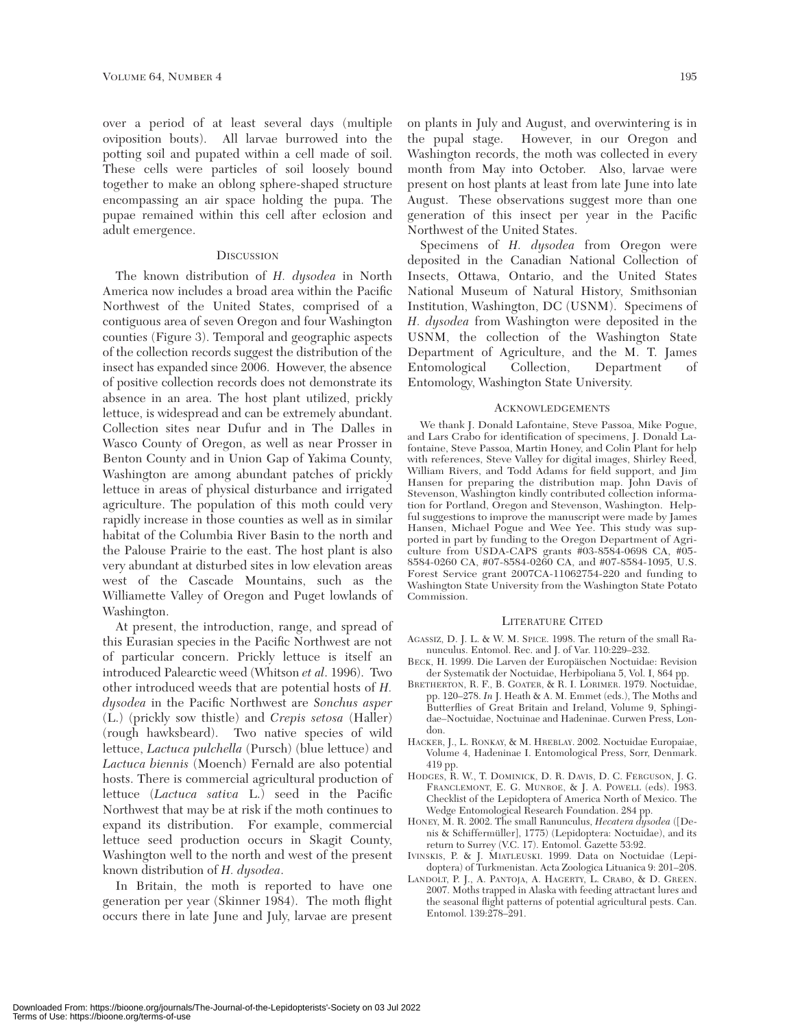over a period of at least several days (multiple oviposition bouts). All larvae burrowed into the potting soil and pupated within a cell made of soil. These cells were particles of soil loosely bound together to make an oblong sphere-shaped structure encompassing an air space holding the pupa. The pupae remained within this cell after eclosion and adult emergence.

## Discussion

The known distribution of *H. dysodea* in North America now includes a broad area within the Pacific Northwest of the United States, comprised of a contiguous area of seven Oregon and four Washington counties (Figure 3). Temporal and geographic aspects of the collection records suggest the distribution of the insect has expanded since 2006. However, the absence of positive collection records does not demonstrate its absence in an area. The host plant utilized, prickly lettuce, is widespread and can be extremely abundant. Collection sites near Dufur and in The Dalles in Wasco County of Oregon, as well as near Prosser in Benton County and in Union Gap of Yakima County, Washington are among abundant patches of prickly lettuce in areas of physical disturbance and irrigated agriculture. The population of this moth could very rapidly increase in those counties as well as in similar habitat of the Columbia River Basin to the north and the Palouse Prairie to the east. The host plant is also very abundant at disturbed sites in low elevation areas west of the Cascade Mountains, such as the Williamette Valley of Oregon and Puget lowlands of Washington.

At present, the introduction, range, and spread of this Eurasian species in the Pacific Northwest are not of particular concern. Prickly lettuce is itself an introduced Palearctic weed (Whitson *et al*. 1996). Two other introduced weeds that are potential hosts of *H. dysodea* in the Pacific Northwest are *Sonchus asper* (L.) (prickly sow thistle) and *Crepis setosa* (Haller) (rough hawksbeard). Two native species of wild lettuce, *Lactuca pulchella* (Pursch) (blue lettuce) and *Lactuca biennis* (Moench) Fernald are also potential hosts. There is commercial agricultural production of lettuce (*Lactuca sativa* L.) seed in the Pacific Northwest that may be at risk if the moth continues to expand its distribution. For example, commercial lettuce seed production occurs in Skagit County, Washington well to the north and west of the present known distribution of *H. dysodea*.

In Britain, the moth is reported to have one generation per year (Skinner 1984). The moth flight occurs there in late June and July, larvae are present on plants in July and August, and overwintering is in the pupal stage. However, in our Oregon and Washington records, the moth was collected in every month from May into October. Also, larvae were present on host plants at least from late June into late August. These observations suggest more than one generation of this insect per year in the Pacific Northwest of the United States.

Specimens of *H. dysodea* from Oregon were deposited in the Canadian National Collection of Insects, Ottawa, Ontario, and the United States National Museum of Natural History, Smithsonian Institution, Washington, DC (USNM). Specimens of *H. dysodea* from Washington were deposited in the USNM, the collection of the Washington State Department of Agriculture, and the M. T. James Entomological Collection, Department of Entomology, Washington State University.

## Acknowledgements

We thank J. Donald Lafontaine, Steve Passoa, Mike Pogue, and Lars Crabo for identification of specimens, J. Donald Lafontaine, Steve Passoa, Martin Honey, and Colin Plant for help with references, Steve Valley for digital images, Shirley Reed, William Rivers, and Todd Adams for field support, and Jim Hansen for preparing the distribution map. John Davis of Stevenson, Washington kindly contributed collection information for Portland, Oregon and Stevenson, Washington. Helpful suggestions to improve the manuscript were made by James Hansen, Michael Pogue and Wee Yee. This study was supported in part by funding to the Oregon Department of Agriculture from USDA-CAPS grants #03-8584-0698 CA, #05-8584-0260 CA, #07-8584-0260 CA, and #07-8584-1095, U.S. Forest Service grant 2007CA-11062754-220 and funding to Washington State University from the Washington State Potato Commission.

## Literature Cited

Agassiz, D. J. L. & W. M. Spice. 1998. The return of the small Ranunculus. Entomol. Rec. and J. of Var. 110:229–232.

Beck, H. 1999. Die Larven der Europäischen Noctuidae: Revision der Systematik der Noctuidae, Herbipoliana 5, Vol. I, 864 pp.

Bretherton, R. F., B. Goater, & R. I. Lorimer. 1979. Noctuidae, pp. 120–278. *In* J. Heath & A. M. Emmet (eds.), The Moths and Butterflies of Great Britain and Ireland, Volume 9, Sphingidae–Noctuidae, Noctuinae and Hadeninae. Curwen Press, London.

Hacker, J., L. Ronkay, & M. Hreblay. 2002. Noctuidae Europaiae, Volume 4, Hadeninae I. Entomological Press, Sorr, Denmark. 419 pp.

Hodges, R. W., T. Dominick, D. R. Davis, D. C. Ferguson, J. G. Franclemont, E. G. Munroe, & J. A. Powell (eds). 1983. Checklist of the Lepidoptera of America North of Mexico. The Wedge Entomological Research Foundation. 284 pp.

Honey, M. R. 2002. The small Ranunculus, *Hecatera dysodea* ([Denis & Schiffermüller], 1775) (Lepidoptera: Noctuidae), and its return to Surrey (V.C. 17). Entomol. Gazette 53:92.

Ivinskis, P. & J. Miatleuski. 1999. Data on Noctuidae (Lepidoptera) of Turkmenistan. Acta Zoologica Lituanica 9: 201–208.

Landolt, P. J., A. Pantoja, A. Hagerty, L. Crabo, & D. Green. 2007. Moths trapped in Alaska with feeding attractant lures and the seasonal flight patterns of potential agricultural pests. Can. Entomol. 139:278–291.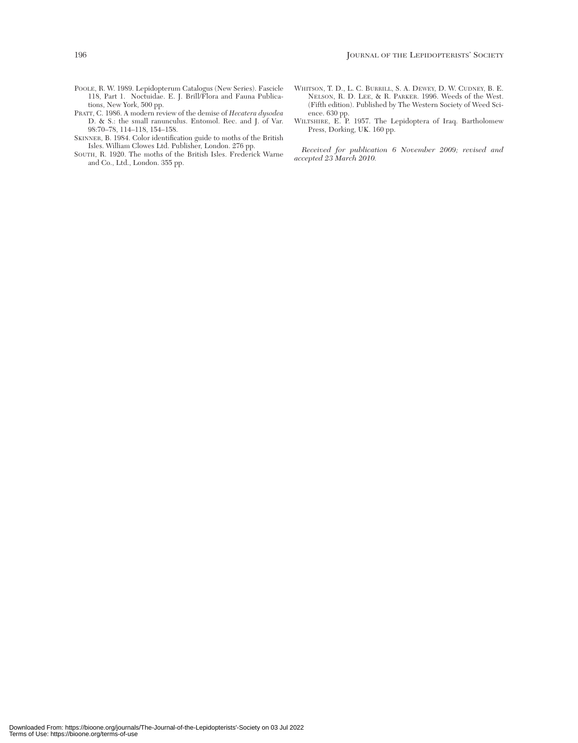POOLE, R. W. 1989. Lepidopterum Catalogus (New Series). Fascicle 118, Part 1. Noctuidae. E. J. Brill/Flora and Fauna Publications, New York, 500 pp.

PRATT, C. 1986. A modern review of the demise of *Hecatera dysodea* D. & S.: the small ranunculus. Entomol. Rec. and J. of Var. 98:70–78, 114–118, 154–158.

SKINNER, B. 1984. Color identification guide to moths of the British Isles. William Clowes Ltd. Publisher, London. 276 pp.

SOUTH, R. 1920. The moths of the British Isles. Frederick Warne and Co., Ltd., London. 355 pp.

WHITSON, T. D., L. C. BURRILL, S. A. DEWEY, D. W. CUDNEY, B. E. NELSON, R. D. LEE, & R. PARKER. 1996. Weeds of the West. (Fifth edition). Published by The Western Society of Weed Science. 630 pp.

WILTSHIRE, E. P. 1957. The Lepidoptera of Iraq. Bartholomew Press, Dorking, UK. 160 pp.

*Received for publication 6 November 2009; revised and accepted 23 March 2010.*

Downloaded From: https://bioone.org/journals/The-Journal-of-the-Lepidopterists'-Society on 03 Jul 2022
Terms of Use: https://bioone.org/terms-of-use